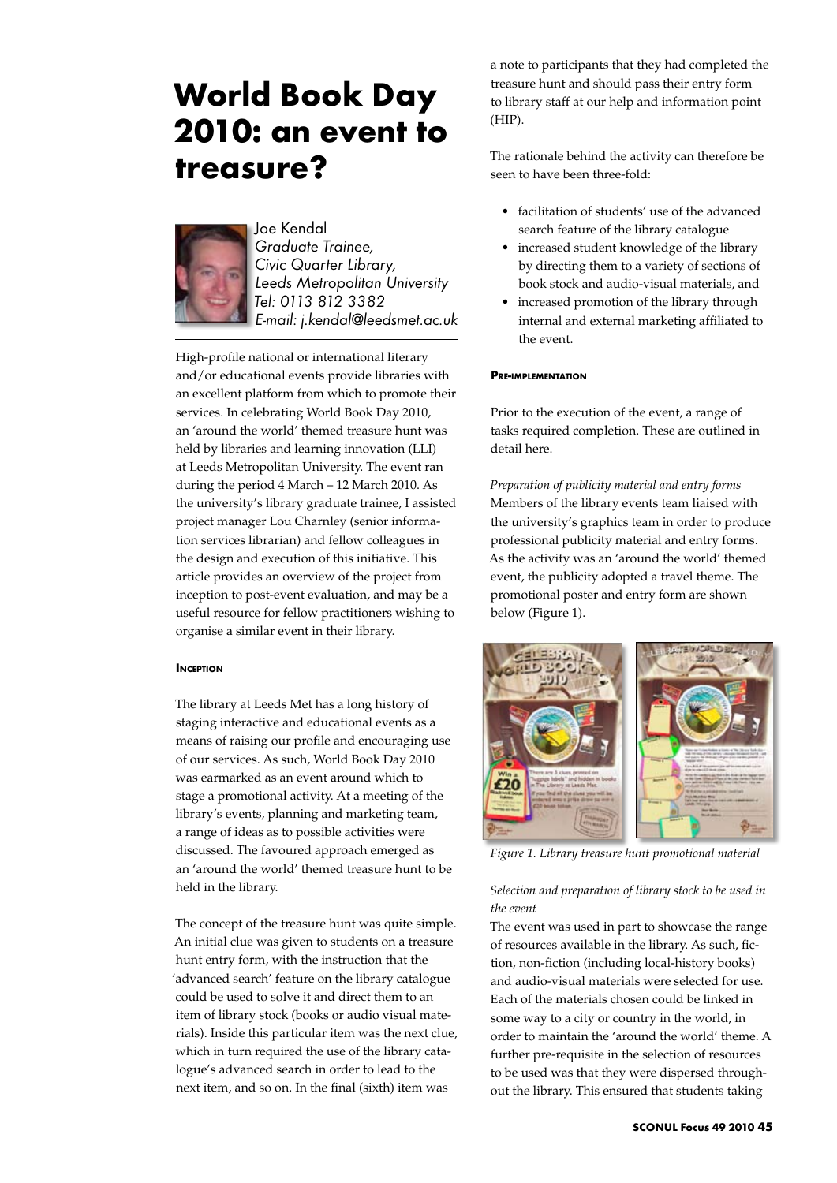# World Book Day 2010: an event to treasure?

Joe Kendal
*Graduate Trainee,*
*Civic Quarter Library,*
*Leeds Metropolitan University*
*Tel: 0113 812 3382*
*E-mail: j.kendal@leedsmet.ac.uk*

High-profile national or international literary and/or educational events provide libraries with an excellent platform from which to promote their services. In celebrating World Book Day 2010, an 'around the world' themed treasure hunt was held by libraries and learning innovation (LLI) at Leeds Metropolitan University. The event ran during the period 4 March – 12 March 2010. As the university's library graduate trainee, I assisted project manager Lou Charnley (senior information services librarian) and fellow colleagues in the design and execution of this initiative. This article provides an overview of the project from inception to post-event evaluation, and may be a useful resource for fellow practitioners wishing to organise a similar event in their library.

## Inception

The library at Leeds Met has a long history of staging interactive and educational events as a means of raising our profile and encouraging use of our services. As such, World Book Day 2010 was earmarked as an event around which to stage a promotional activity. At a meeting of the library's events, planning and marketing team, a range of ideas as to possible activities were discussed. The favoured approach emerged as an 'around the world' themed treasure hunt to be held in the library.

The concept of the treasure hunt was quite simple. An initial clue was given to students on a treasure hunt entry form, with the instruction that the 'advanced search' feature on the library catalogue could be used to solve it and direct them to an item of library stock (books or audio visual materials). Inside this particular item was the next clue, which in turn required the use of the library catalogue's advanced search in order to lead to the next item, and so on. In the final (sixth) item was a note to participants that they had completed the treasure hunt and should pass their entry form to library staff at our help and information point (HIP).

The rationale behind the activity can therefore be seen to have been three-fold:

- facilitation of students' use of the advanced search feature of the library catalogue
- increased student knowledge of the library by directing them to a variety of sections of book stock and audio-visual materials, and
- increased promotion of the library through internal and external marketing affiliated to the event.

## Pre-implementation

Prior to the execution of the event, a range of tasks required completion. These are outlined in detail here.

*Preparation of publicity material and entry forms*
Members of the library events team liaised with the university's graphics team in order to produce professional publicity material and entry forms. As the activity was an 'around the world' themed event, the publicity adopted a travel theme. The promotional poster and entry form are shown below (Figure 1).

*Figure 1. Library treasure hunt promotional material*

*Selection and preparation of library stock to be used in the event*
The event was used in part to showcase the range of resources available in the library. As such, fiction, non-fiction (including local-history books) and audio-visual materials were selected for use. Each of the materials chosen could be linked in some way to a city or country in the world, in order to maintain the 'around the world' theme. A further pre-requisite in the selection of resources to be used was that they were dispersed throughout the library. This ensured that students taking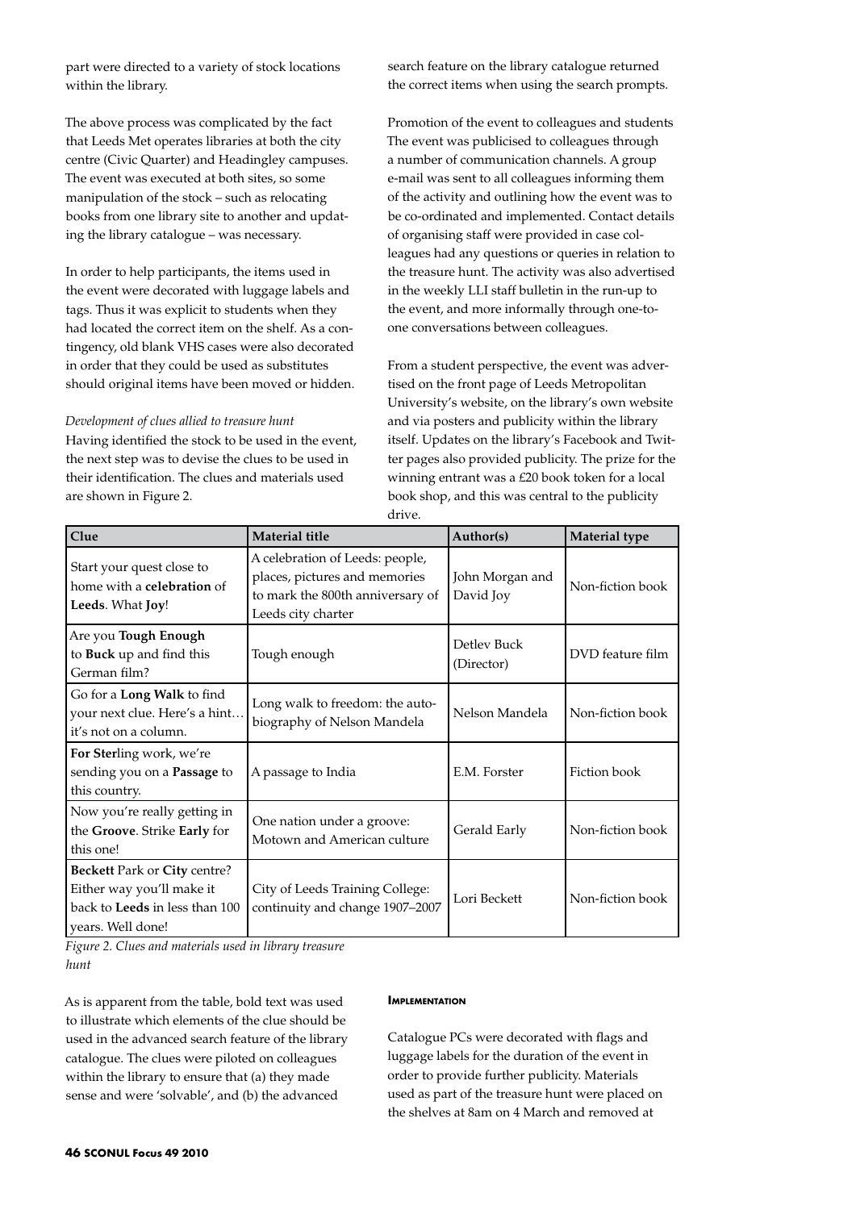part were directed to a variety of stock locations within the library.

The above process was complicated by the fact that Leeds Met operates libraries at both the city centre (Civic Quarter) and Headingley campuses. The event was executed at both sites, so some manipulation of the stock – such as relocating books from one library site to another and updating the library catalogue – was necessary.

In order to help participants, the items used in the event were decorated with luggage labels and tags. Thus it was explicit to students when they had located the correct item on the shelf. As a contingency, old blank VHS cases were also decorated in order that they could be used as substitutes should original items have been moved or hidden.

*Development of clues allied to treasure hunt*

Having identified the stock to be used in the event, the next step was to devise the clues to be used in their identification. The clues and materials used are shown in Figure 2.

search feature on the library catalogue returned the correct items when using the search prompts.

Promotion of the event to colleagues and students

The event was publicised to colleagues through a number of communication channels. A group e-mail was sent to all colleagues informing them of the activity and outlining how the event was to be co-ordinated and implemented. Contact details of organising staff were provided in case colleagues had any questions or queries in relation to the treasure hunt. The activity was also advertised in the weekly LLI staff bulletin in the run-up to the event, and more informally through one-to-one conversations between colleagues.

From a student perspective, the event was advertised on the front page of Leeds Metropolitan University's website, on the library's own website and via posters and publicity within the library itself. Updates on the library's Facebook and Twitter pages also provided publicity. The prize for the winning entrant was a £20 book token for a local book shop, and this was central to the publicity drive.

| Clue | Material title | Author(s) | Material type |
|---|---|---|---|
| Start your quest close to home with a **celebration** of **Leeds**. What **Joy**! | A celebration of Leeds: people, places, pictures and memories to mark the 800th anniversary of Leeds city charter | John Morgan and David Joy | Non-fiction book |
| Are you **Tough Enough** to **Buck** up and find this German film? | Tough enough | Detlev Buck (Director) | DVD feature film |
| Go for a **Long Walk** to find your next clue. Here's a hint… it's not on a column. | Long walk to freedom: the autobiography of Nelson Mandela | Nelson Mandela | Non-fiction book |
| **For Ster**ling work, we're sending you on a **Passage** to this country. | A passage to India | E.M. Forster | Fiction book |
| Now you're really getting in the **Groove**. Strike **Early** for this one! | One nation under a groove: Motown and American culture | Gerald Early | Non-fiction book |
| **Beckett** Park or **City** centre? Either way you'll make it back to **Leeds** in less than 100 years. Well done! | City of Leeds Training College: continuity and change 1907–2007 | Lori Beckett | Non-fiction book |

*Figure 2. Clues and materials used in library treasure hunt*

As is apparent from the table, bold text was used to illustrate which elements of the clue should be used in the advanced search feature of the library catalogue. The clues were piloted on colleagues within the library to ensure that (a) they made sense and were 'solvable', and (b) the advanced

## Implementation

Catalogue PCs were decorated with flags and luggage labels for the duration of the event in order to provide further publicity. Materials used as part of the treasure hunt were placed on the shelves at 8am on 4 March and removed at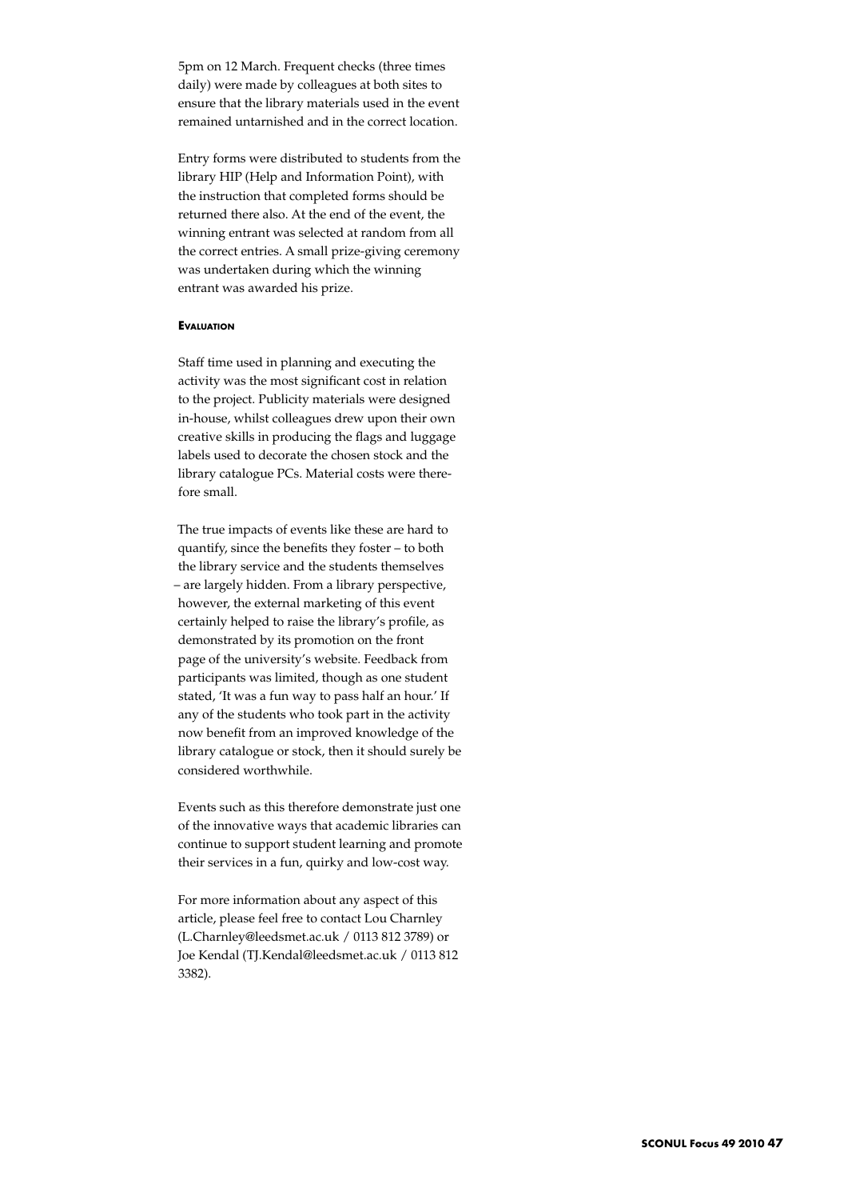5pm on 12 March. Frequent checks (three times daily) were made by colleagues at both sites to ensure that the library materials used in the event remained untarnished and in the correct location.

Entry forms were distributed to students from the library HIP (Help and Information Point), with the instruction that completed forms should be returned there also. At the end of the event, the winning entrant was selected at random from all the correct entries. A small prize-giving ceremony was undertaken during which the winning entrant was awarded his prize.

#### Evaluation

Staff time used in planning and executing the activity was the most significant cost in relation to the project. Publicity materials were designed in-house, whilst colleagues drew upon their own creative skills in producing the flags and luggage labels used to decorate the chosen stock and the library catalogue PCs. Material costs were therefore small.

The true impacts of events like these are hard to quantify, since the benefits they foster – to both the library service and the students themselves – are largely hidden. From a library perspective, however, the external marketing of this event certainly helped to raise the library's profile, as demonstrated by its promotion on the front page of the university's website. Feedback from participants was limited, though as one student stated, 'It was a fun way to pass half an hour.' If any of the students who took part in the activity now benefit from an improved knowledge of the library catalogue or stock, then it should surely be considered worthwhile.

Events such as this therefore demonstrate just one of the innovative ways that academic libraries can continue to support student learning and promote their services in a fun, quirky and low-cost way.

For more information about any aspect of this article, please feel free to contact Lou Charnley (L.Charnley@leedsmet.ac.uk / 0113 812 3789) or Joe Kendal (TJ.Kendal@leedsmet.ac.uk / 0113 812 3382).